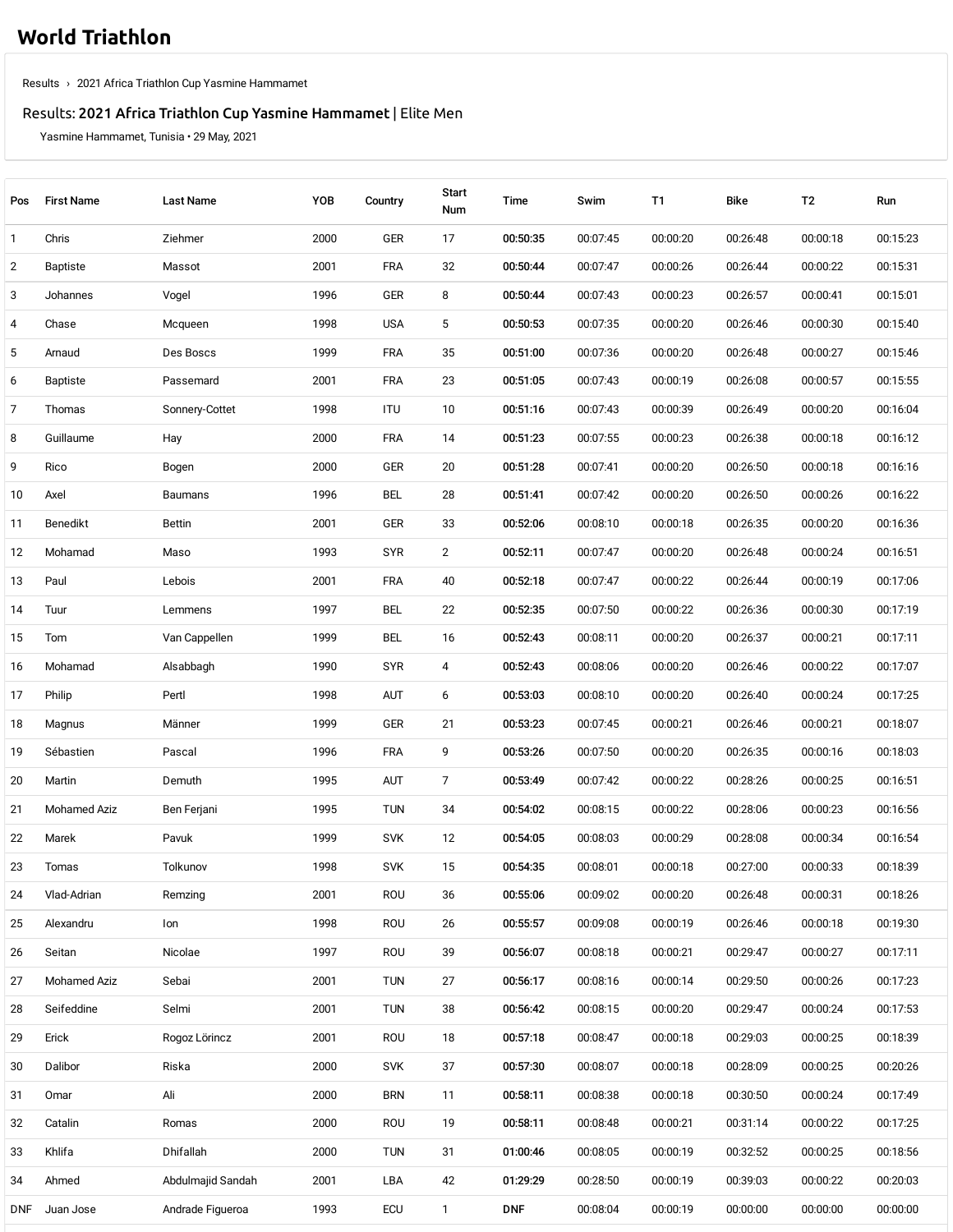# World Triathlon

Results › 2021 Africa Triathlon Cup Yasmine Hammamet

Results: **2021 Africa Triathlon Cup Yasmine Hammamet** | Elite Men

Yasmine Hammamet, Tunisia • 29 May, 2021

| Pos | First Name | Last Name | YOB | Country | Start Num | Time | Swim | T1 | Bike | T2 | Run |
|---|---|---|---|---|---|---|---|---|---|---|---|
| 1 | Chris | Ziehmer | 2000 | GER | 17 | **00:50:35** | 00:07:45 | 00:00:20 | 00:26:48 | 00:00:18 | 00:15:23 |
| 2 | Baptiste | Massot | 2001 | FRA | 32 | **00:50:44** | 00:07:47 | 00:00:26 | 00:26:44 | 00:00:22 | 00:15:31 |
| 3 | Johannes | Vogel | 1996 | GER | 8 | **00:50:44** | 00:07:43 | 00:00:23 | 00:26:57 | 00:00:41 | 00:15:01 |
| 4 | Chase | Mcqueen | 1998 | USA | 5 | **00:50:53** | 00:07:35 | 00:00:20 | 00:26:46 | 00:00:30 | 00:15:40 |
| 5 | Arnaud | Des Boscs | 1999 | FRA | 35 | **00:51:00** | 00:07:36 | 00:00:20 | 00:26:48 | 00:00:27 | 00:15:46 |
| 6 | Baptiste | Passemard | 2001 | FRA | 23 | **00:51:05** | 00:07:43 | 00:00:19 | 00:26:08 | 00:00:57 | 00:15:55 |
| 7 | Thomas | Sonnery-Cottet | 1998 | ITU | 10 | **00:51:16** | 00:07:43 | 00:00:39 | 00:26:49 | 00:00:20 | 00:16:04 |
| 8 | Guillaume | Hay | 2000 | FRA | 14 | **00:51:23** | 00:07:55 | 00:00:23 | 00:26:38 | 00:00:18 | 00:16:12 |
| 9 | Rico | Bogen | 2000 | GER | 20 | **00:51:28** | 00:07:41 | 00:00:20 | 00:26:50 | 00:00:18 | 00:16:16 |
| 10 | Axel | Baumans | 1996 | BEL | 28 | **00:51:41** | 00:07:42 | 00:00:20 | 00:26:50 | 00:00:26 | 00:16:22 |
| 11 | Benedikt | Bettin | 2001 | GER | 33 | **00:52:06** | 00:08:10 | 00:00:18 | 00:26:35 | 00:00:20 | 00:16:36 |
| 12 | Mohamad | Maso | 1993 | SYR | 2 | **00:52:11** | 00:07:47 | 00:00:20 | 00:26:48 | 00:00:24 | 00:16:51 |
| 13 | Paul | Lebois | 2001 | FRA | 40 | **00:52:18** | 00:07:47 | 00:00:22 | 00:26:44 | 00:00:19 | 00:17:06 |
| 14 | Tuur | Lemmens | 1997 | BEL | 22 | **00:52:35** | 00:07:50 | 00:00:22 | 00:26:36 | 00:00:30 | 00:17:19 |
| 15 | Tom | Van Cappellen | 1999 | BEL | 16 | **00:52:43** | 00:08:11 | 00:00:20 | 00:26:37 | 00:00:21 | 00:17:11 |
| 16 | Mohamad | Alsabbagh | 1990 | SYR | 4 | **00:52:43** | 00:08:06 | 00:00:20 | 00:26:46 | 00:00:22 | 00:17:07 |
| 17 | Philip | Pertl | 1998 | AUT | 6 | **00:53:03** | 00:08:10 | 00:00:20 | 00:26:40 | 00:00:24 | 00:17:25 |
| 18 | Magnus | Männer | 1999 | GER | 21 | **00:53:23** | 00:07:45 | 00:00:21 | 00:26:46 | 00:00:21 | 00:18:07 |
| 19 | Sébastien | Pascal | 1996 | FRA | 9 | **00:53:26** | 00:07:50 | 00:00:20 | 00:26:35 | 00:00:16 | 00:18:03 |
| 20 | Martin | Demuth | 1995 | AUT | 7 | **00:53:49** | 00:07:42 | 00:00:22 | 00:28:26 | 00:00:25 | 00:16:51 |
| 21 | Mohamed Aziz | Ben Ferjani | 1995 | TUN | 34 | **00:54:02** | 00:08:15 | 00:00:22 | 00:28:06 | 00:00:23 | 00:16:56 |
| 22 | Marek | Pavuk | 1999 | SVK | 12 | **00:54:05** | 00:08:03 | 00:00:29 | 00:28:08 | 00:00:34 | 00:16:54 |
| 23 | Tomas | Tolkunov | 1998 | SVK | 15 | **00:54:35** | 00:08:01 | 00:00:18 | 00:27:00 | 00:00:33 | 00:18:39 |
| 24 | Vlad-Adrian | Remzing | 2001 | ROU | 36 | **00:55:06** | 00:09:02 | 00:00:20 | 00:26:48 | 00:00:31 | 00:18:26 |
| 25 | Alexandru | Ion | 1998 | ROU | 26 | **00:55:57** | 00:09:08 | 00:00:19 | 00:26:46 | 00:00:18 | 00:19:30 |
| 26 | Seitan | Nicolae | 1997 | ROU | 39 | **00:56:07** | 00:08:18 | 00:00:21 | 00:29:47 | 00:00:27 | 00:17:11 |
| 27 | Mohamed Aziz | Sebai | 2001 | TUN | 27 | **00:56:17** | 00:08:16 | 00:00:14 | 00:29:50 | 00:00:26 | 00:17:23 |
| 28 | Seifeddine | Selmi | 2001 | TUN | 38 | **00:56:42** | 00:08:15 | 00:00:20 | 00:29:47 | 00:00:24 | 00:17:53 |
| 29 | Erick | Rogoz Lörincz | 2001 | ROU | 18 | **00:57:18** | 00:08:47 | 00:00:18 | 00:29:03 | 00:00:25 | 00:18:39 |
| 30 | Dalibor | Riska | 2000 | SVK | 37 | **00:57:30** | 00:08:07 | 00:00:18 | 00:28:09 | 00:00:25 | 00:20:26 |
| 31 | Omar | Ali | 2000 | BRN | 11 | **00:58:11** | 00:08:38 | 00:00:18 | 00:30:50 | 00:00:24 | 00:17:49 |
| 32 | Catalin | Romas | 2000 | ROU | 19 | **00:58:11** | 00:08:48 | 00:00:21 | 00:31:14 | 00:00:22 | 00:17:25 |
| 33 | Khlifa | Dhifallah | 2000 | TUN | 31 | **01:00:46** | 00:08:05 | 00:00:19 | 00:32:52 | 00:00:25 | 00:18:56 |
| 34 | Ahmed | Abdulmajid Sandah | 2001 | LBA | 42 | **01:29:29** | 00:28:50 | 00:00:19 | 00:39:03 | 00:00:22 | 00:20:03 |
| DNF | Juan Jose | Andrade Figueroa | 1993 | ECU | 1 | **DNF** | 00:08:04 | 00:00:19 | 00:00:00 | 00:00:00 | 00:00:00 |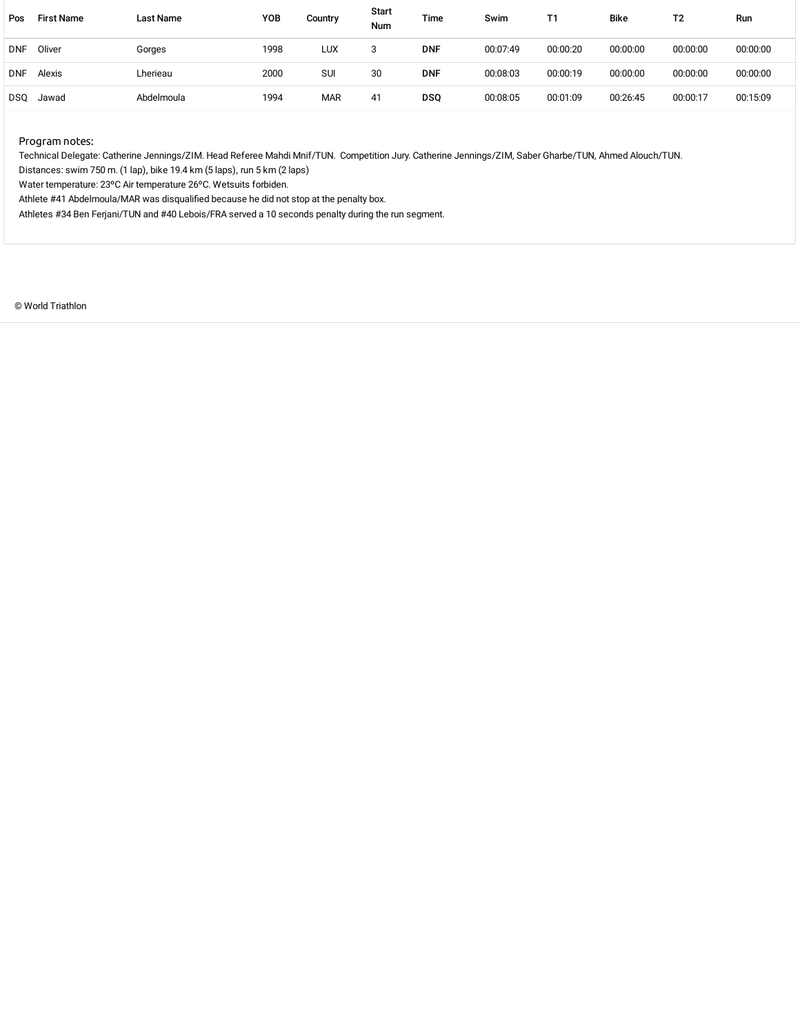| Pos | First Name | Last Name | YOB | Country | Start Num | Time | Swim | T1 | Bike | T2 | Run |
|---|---|---|---|---|---|---|---|---|---|---|---|
| DNF | Oliver | Gorges | 1998 | LUX | 3 | **DNF** | 00:07:49 | 00:00:20 | 00:00:00 | 00:00:00 | 00:00:00 |
| DNF | Alexis | Lherieau | 2000 | SUI | 30 | **DNF** | 00:08:03 | 00:00:19 | 00:00:00 | 00:00:00 | 00:00:00 |
| DSQ | Jawad | Abdelmoula | 1994 | MAR | 41 | **DSQ** | 00:08:05 | 00:01:09 | 00:26:45 | 00:00:17 | 00:15:09 |

## Program notes:

Technical Delegate: Catherine Jennings/ZIM. Head Referee Mahdi Mnif/TUN. Competition Jury. Catherine Jennings/ZIM, Saber Gharbe/TUN, Ahmed Alouch/TUN.
Distances: swim 750 m. (1 lap), bike 19.4 km (5 laps), run 5 km (2 laps)
Water temperature: 23ºC Air temperature 26ºC. Wetsuits forbiden.
Athlete #41 Abdelmoula/MAR was disqualified because he did not stop at the penalty box.
Athletes #34 Ben Ferjani/TUN and #40 Lebois/FRA served a 10 seconds penalty during the run segment.

© World Triathlon